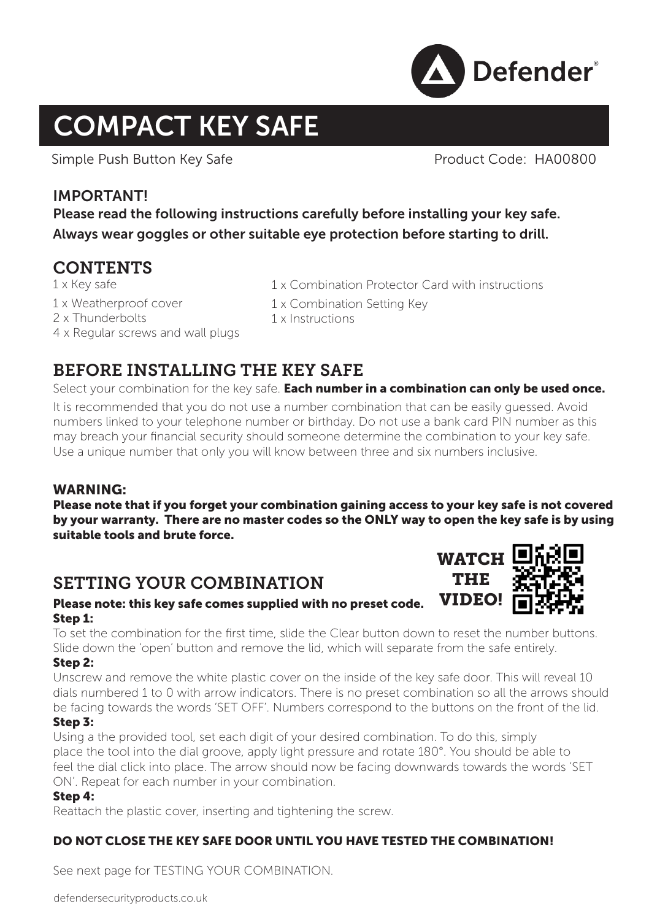Defender

# COMPACT KEY SAFE

Simple Push Button Key Safe

Product Code: HA00800

## IMPORTANT!

**Please read the following instructions carefully before installing your key safe.**
**Always wear goggles or other suitable eye protection before starting to drill.**

## CONTENTS

- 1 x Key safe
- 1 x Weatherproof cover
- 2 x Thunderbolts
- 4 x Regular screws and wall plugs
- 1 x Combination Protector Card with instructions
- 1 x Combination Setting Key
- 1 x Instructions

## BEFORE INSTALLING THE KEY SAFE

Select your combination for the key safe. **Each number in a combination can only be used once.**

It is recommended that you do not use a number combination that can be easily guessed. Avoid numbers linked to your telephone number or birthday. Do not use a bank card PIN number as this may breach your financial security should someone determine the combination to your key safe. Use a unique number that only you will know between three and six numbers inclusive.

**WARNING:**

**Please note that if you forget your combination gaining access to your key safe is not covered by your warranty. There are no master codes so the ONLY way to open the key safe is by using suitable tools and brute force.**

## SETTING YOUR COMBINATION

WATCH THE VIDEO!

**Please note: this key safe comes supplied with no preset code.**

**Step 1:**

To set the combination for the first time, slide the Clear button down to reset the number buttons. Slide down the 'open' button and remove the lid, which will separate from the safe entirely.

**Step 2:**

Unscrew and remove the white plastic cover on the inside of the key safe door. This will reveal 10 dials numbered 1 to 0 with arrow indicators. There is no preset combination so all the arrows should be facing towards the words 'SET OFF'. Numbers correspond to the buttons on the front of the lid.

**Step 3:**

Using a the provided tool, set each digit of your desired combination. To do this, simply place the tool into the dial groove, apply light pressure and rotate 180°. You should be able to feel the dial click into place. The arrow should now be facing downwards towards the words 'SET ON'. Repeat for each number in your combination.

**Step 4:**

Reattach the plastic cover, inserting and tightening the screw.

**DO NOT CLOSE THE KEY SAFE DOOR UNTIL YOU HAVE TESTED THE COMBINATION!**

See next page for TESTING YOUR COMBINATION.

defendersecurityproducts.co.uk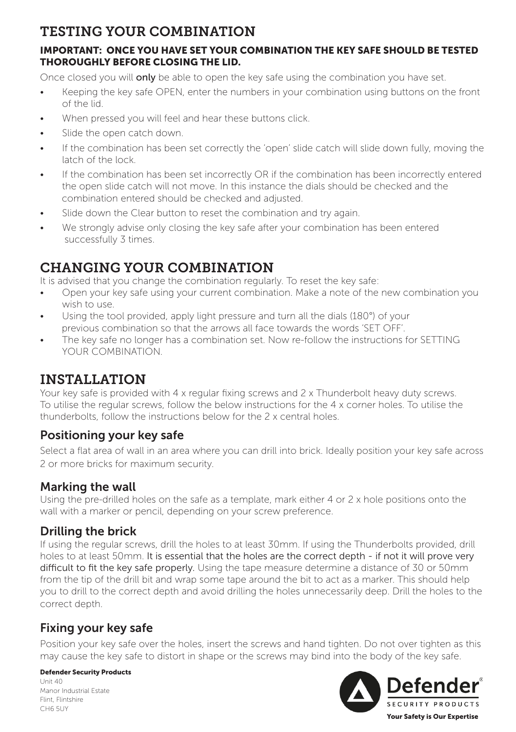# TESTING YOUR COMBINATION

**IMPORTANT: ONCE YOU HAVE SET YOUR COMBINATION THE KEY SAFE SHOULD BE TESTED THOROUGHLY BEFORE CLOSING THE LID.**

Once closed you will **only** be able to open the key safe using the combination you have set.

- Keeping the key safe OPEN, enter the numbers in your combination using buttons on the front of the lid.
- When pressed you will feel and hear these buttons click.
- Slide the open catch down.
- If the combination has been set correctly the 'open' slide catch will slide down fully, moving the latch of the lock.
- If the combination has been set incorrectly OR if the combination has been incorrectly entered the open slide catch will not move. In this instance the dials should be checked and the combination entered should be checked and adjusted.
- Slide down the Clear button to reset the combination and try again.
- We strongly advise only closing the key safe after your combination has been entered successfully 3 times.

# CHANGING YOUR COMBINATION

It is advised that you change the combination regularly. To reset the key safe:

- Open your key safe using your current combination. Make a note of the new combination you wish to use.
- Using the tool provided, apply light pressure and turn all the dials (180°) of your previous combination so that the arrows all face towards the words 'SET OFF'.
- The key safe no longer has a combination set. Now re-follow the instructions for SETTING YOUR COMBINATION.

# INSTALLATION

Your key safe is provided with 4 x regular fixing screws and 2 x Thunderbolt heavy duty screws. To utilise the regular screws, follow the below instructions for the 4 x corner holes. To utilise the thunderbolts, follow the instructions below for the 2 x central holes.

## Positioning your key safe

Select a flat area of wall in an area where you can drill into brick. Ideally position your key safe across 2 or more bricks for maximum security.

## Marking the wall

Using the pre-drilled holes on the safe as a template, mark either 4 or 2 x hole positions onto the wall with a marker or pencil, depending on your screw preference.

## Drilling the brick

If using the regular screws, drill the holes to at least 30mm. If using the Thunderbolts provided, drill holes to at least 50mm. It is essential that the holes are the correct depth - if not it will prove very difficult to fit the key safe properly. Using the tape measure determine a distance of 30 or 50mm from the tip of the drill bit and wrap some tape around the bit to act as a marker. This should help you to drill to the correct depth and avoid drilling the holes unnecessarily deep. Drill the holes to the correct depth.

## Fixing your key safe

Position your key safe over the holes, insert the screws and hand tighten. Do not over tighten as this may cause the key safe to distort in shape or the screws may bind into the body of the key safe.

**Defender Security Products**
Unit 40
Manor Industrial Estate
Flint, Flintshire
CH6 5UY

Defender® SECURITY PRODUCTS
**Your Safety is Our Expertise**